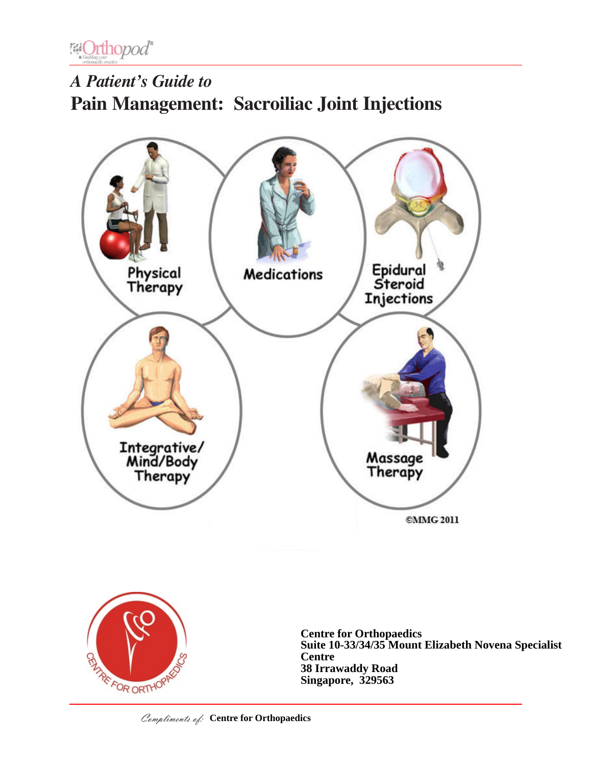*A Patient's Guide to*

# Pain Management: Sacroiliac Joint Injections

Physical Therapy

Medications

Epidural Steroid Injections

Integrative/ Mind/Body Therapy

Massage Therapy

©MMG 2011

**Centre for Orthopaedics**
**Suite 10-33/34/35 Mount Elizabeth Novena Specialist Centre**
**38 Irrawaddy Road**
**Singapore, 329563**

*Compliments of:* **Centre for Orthopaedics**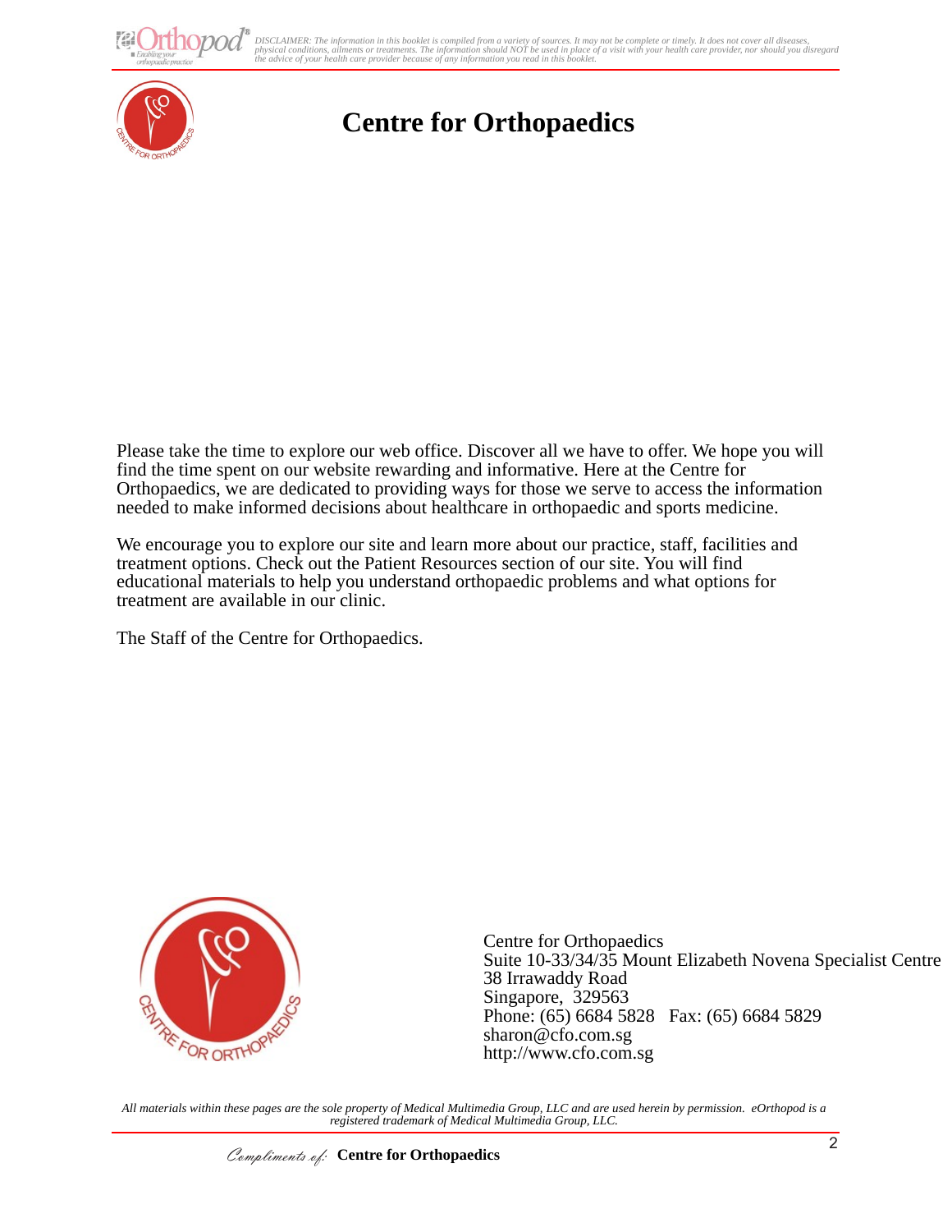# Centre for Orthopaedics

Please take the time to explore our web office. Discover all we have to offer. We hope you will find the time spent on our website rewarding and informative. Here at the Centre for Orthopaedics, we are dedicated to providing ways for those we serve to access the information needed to make informed decisions about healthcare in orthopaedic and sports medicine.

We encourage you to explore our site and learn more about our practice, staff, facilities and treatment options. Check out the Patient Resources section of our site. You will find educational materials to help you understand orthopaedic problems and what options for treatment are available in our clinic.

The Staff of the Centre for Orthopaedics.

Centre for Orthopaedics
Suite 10-33/34/35 Mount Elizabeth Novena Specialist Centre
38 Irrawaddy Road
Singapore, 329563
Phone: (65) 6684 5828 Fax: (65) 6684 5829
sharon@cfo.com.sg
http://www.cfo.com.sg

*All materials within these pages are the sole property of Medical Multimedia Group, LLC and are used herein by permission. eOrthopod is a registered trademark of Medical Multimedia Group, LLC.*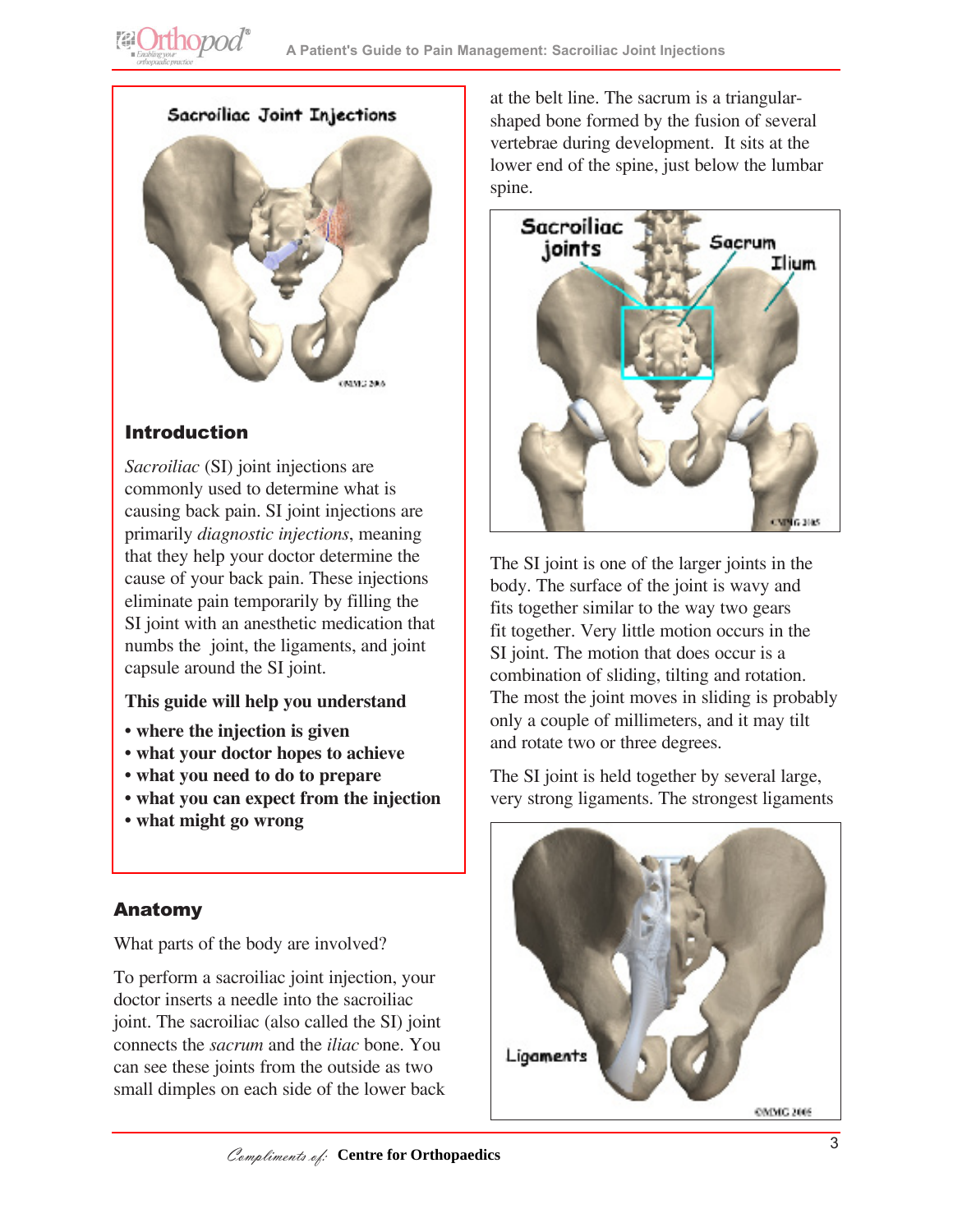## Introduction

*Sacroiliac* (SI) joint injections are commonly used to determine what is causing back pain. SI joint injections are primarily *diagnostic injections*, meaning that they help your doctor determine the cause of your back pain. These injections eliminate pain temporarily by filling the SI joint with an anesthetic medication that numbs the joint, the ligaments, and joint capsule around the SI joint.

**This guide will help you understand**

- **where the injection is given**
- **what your doctor hopes to achieve**
- **what you need to do to prepare**
- **what you can expect from the injection**
- **what might go wrong**

## Anatomy

What parts of the body are involved?

To perform a sacroiliac joint injection, your doctor inserts a needle into the sacroiliac joint. The sacroiliac (also called the SI) joint connects the *sacrum* and the *iliac* bone. You can see these joints from the outside as two small dimples on each side of the lower back at the belt line. The sacrum is a triangular-shaped bone formed by the fusion of several vertebrae during development. It sits at the lower end of the spine, just below the lumbar spine.

The SI joint is one of the larger joints in the body. The surface of the joint is wavy and fits together similar to the way two gears fit together. Very little motion occurs in the SI joint. The motion that does occur is a combination of sliding, tilting and rotation. The most the joint moves in sliding is probably only a couple of millimeters, and it may tilt and rotate two or three degrees.

The SI joint is held together by several large, very strong ligaments. The strongest ligaments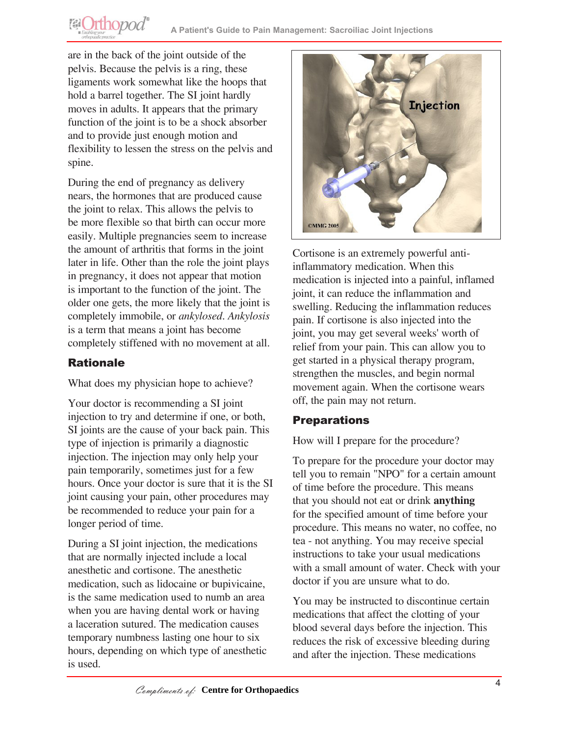are in the back of the joint outside of the pelvis. Because the pelvis is a ring, these ligaments work somewhat like the hoops that hold a barrel together. The SI joint hardly moves in adults. It appears that the primary function of the joint is to be a shock absorber and to provide just enough motion and flexibility to lessen the stress on the pelvis and spine.

During the end of pregnancy as delivery nears, the hormones that are produced cause the joint to relax. This allows the pelvis to be more flexible so that birth can occur more easily. Multiple pregnancies seem to increase the amount of arthritis that forms in the joint later in life. Other than the role the joint plays in pregnancy, it does not appear that motion is important to the function of the joint. The older one gets, the more likely that the joint is completely immobile, or *ankylosed*. *Ankylosis* is a term that means a joint has become completely stiffened with no movement at all.

## Rationale

What does my physician hope to achieve?

Your doctor is recommending a SI joint injection to try and determine if one, or both, SI joints are the cause of your back pain. This type of injection is primarily a diagnostic injection. The injection may only help your pain temporarily, sometimes just for a few hours. Once your doctor is sure that it is the SI joint causing your pain, other procedures may be recommended to reduce your pain for a longer period of time.

During a SI joint injection, the medications that are normally injected include a local anesthetic and cortisone. The anesthetic medication, such as lidocaine or bupivicaine, is the same medication used to numb an area when you are having dental work or having a laceration sutured. The medication causes temporary numbness lasting one hour to six hours, depending on which type of anesthetic is used.

Cortisone is an extremely powerful anti-inflammatory medication. When this medication is injected into a painful, inflamed joint, it can reduce the inflammation and swelling. Reducing the inflammation reduces pain. If cortisone is also injected into the joint, you may get several weeks' worth of relief from your pain. This can allow you to get started in a physical therapy program, strengthen the muscles, and begin normal movement again. When the cortisone wears off, the pain may not return.

## Preparations

How will I prepare for the procedure?

To prepare for the procedure your doctor may tell you to remain "NPO" for a certain amount of time before the procedure. This means that you should not eat or drink **anything** for the specified amount of time before your procedure. This means no water, no coffee, no tea - not anything. You may receive special instructions to take your usual medications with a small amount of water. Check with your doctor if you are unsure what to do.

You may be instructed to discontinue certain medications that affect the clotting of your blood several days before the injection. This reduces the risk of excessive bleeding during and after the injection. These medications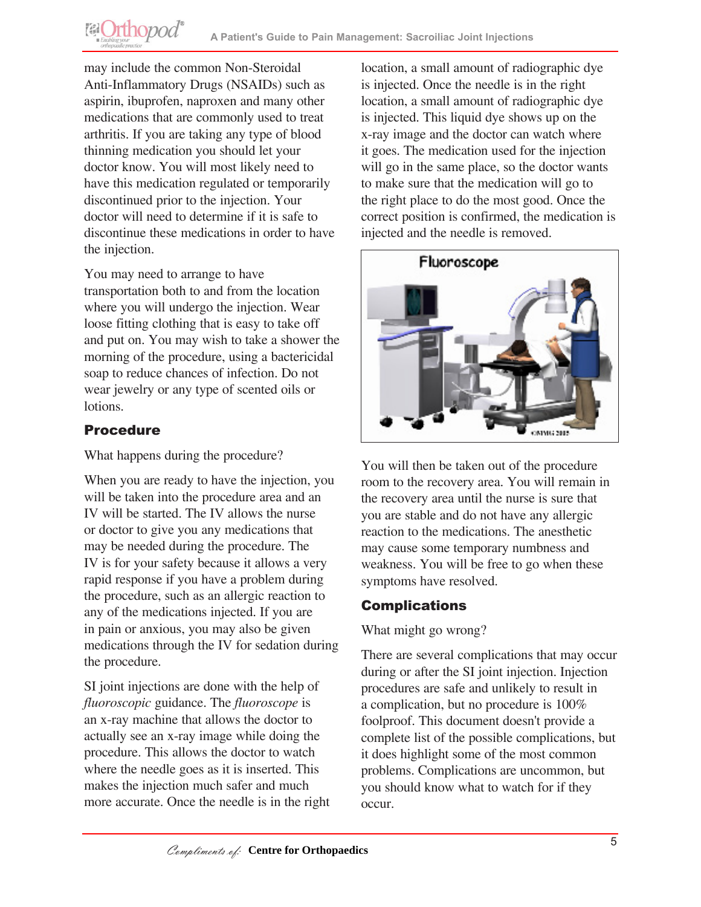may include the common Non-Steroidal Anti-Inflammatory Drugs (NSAIDs) such as aspirin, ibuprofen, naproxen and many other medications that are commonly used to treat arthritis. If you are taking any type of blood thinning medication you should let your doctor know. You will most likely need to have this medication regulated or temporarily discontinued prior to the injection. Your doctor will need to determine if it is safe to discontinue these medications in order to have the injection.

You may need to arrange to have transportation both to and from the location where you will undergo the injection. Wear loose fitting clothing that is easy to take off and put on. You may wish to take a shower the morning of the procedure, using a bactericidal soap to reduce chances of infection. Do not wear jewelry or any type of scented oils or lotions.

## Procedure

What happens during the procedure?

When you are ready to have the injection, you will be taken into the procedure area and an IV will be started. The IV allows the nurse or doctor to give you any medications that may be needed during the procedure. The IV is for your safety because it allows a very rapid response if you have a problem during the procedure, such as an allergic reaction to any of the medications injected. If you are in pain or anxious, you may also be given medications through the IV for sedation during the procedure.

SI joint injections are done with the help of *fluoroscopic* guidance. The *fluoroscope* is an x-ray machine that allows the doctor to actually see an x-ray image while doing the procedure. This allows the doctor to watch where the needle goes as it is inserted. This makes the injection much safer and much more accurate. Once the needle is in the right location, a small amount of radiographic dye is injected. Once the needle is in the right location, a small amount of radiographic dye is injected. This liquid dye shows up on the x-ray image and the doctor can watch where it goes. The medication used for the injection will go in the same place, so the doctor wants to make sure that the medication will go to the right place to do the most good. Once the correct position is confirmed, the medication is injected and the needle is removed.

Fluoroscope

You will then be taken out of the procedure room to the recovery area. You will remain in the recovery area until the nurse is sure that you are stable and do not have any allergic reaction to the medications. The anesthetic may cause some temporary numbness and weakness. You will be free to go when these symptoms have resolved.

## Complications

What might go wrong?

There are several complications that may occur during or after the SI joint injection. Injection procedures are safe and unlikely to result in a complication, but no procedure is 100% foolproof. This document doesn't provide a complete list of the possible complications, but it does highlight some of the most common problems. Complications are uncommon, but you should know what to watch for if they occur.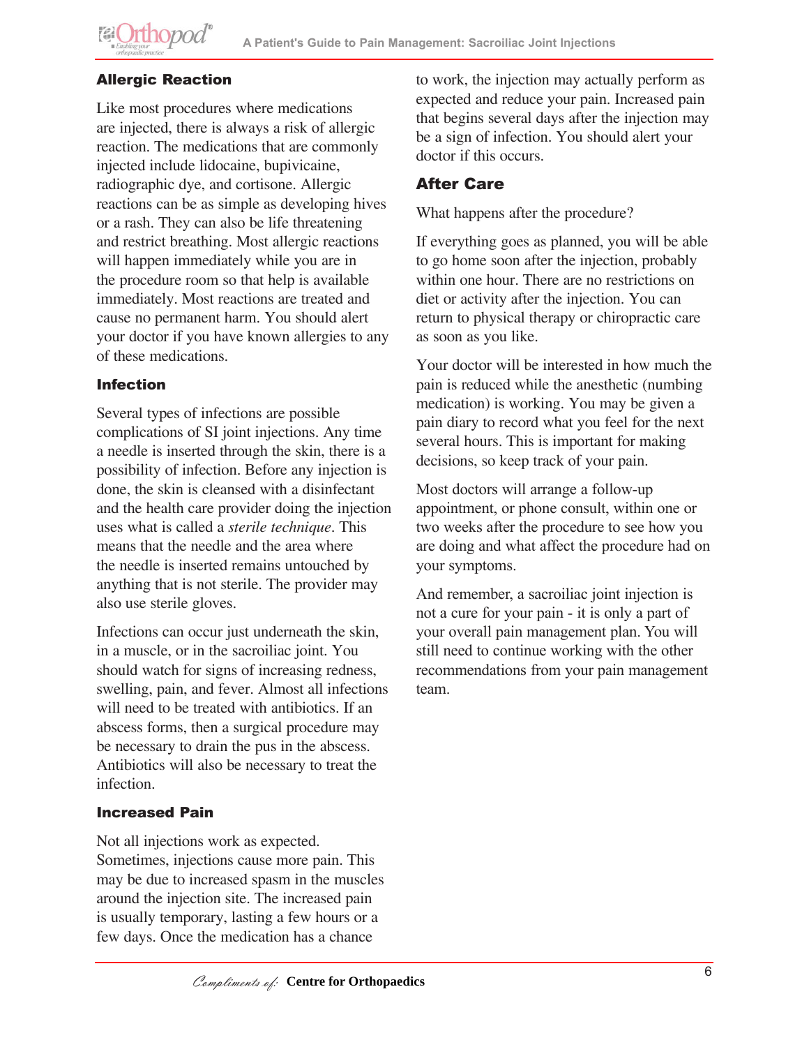### Allergic Reaction

Like most procedures where medications are injected, there is always a risk of allergic reaction. The medications that are commonly injected include lidocaine, bupivicaine, radiographic dye, and cortisone. Allergic reactions can be as simple as developing hives or a rash. They can also be life threatening and restrict breathing. Most allergic reactions will happen immediately while you are in the procedure room so that help is available immediately. Most reactions are treated and cause no permanent harm. You should alert your doctor if you have known allergies to any of these medications.

### Infection

Several types of infections are possible complications of SI joint injections. Any time a needle is inserted through the skin, there is a possibility of infection. Before any injection is done, the skin is cleansed with a disinfectant and the health care provider doing the injection uses what is called a *sterile technique*. This means that the needle and the area where the needle is inserted remains untouched by anything that is not sterile. The provider may also use sterile gloves.

Infections can occur just underneath the skin, in a muscle, or in the sacroiliac joint. You should watch for signs of increasing redness, swelling, pain, and fever. Almost all infections will need to be treated with antibiotics. If an abscess forms, then a surgical procedure may be necessary to drain the pus in the abscess. Antibiotics will also be necessary to treat the infection.

### Increased Pain

Not all injections work as expected. Sometimes, injections cause more pain. This may be due to increased spasm in the muscles around the injection site. The increased pain is usually temporary, lasting a few hours or a few days. Once the medication has a chance to work, the injection may actually perform as expected and reduce your pain. Increased pain that begins several days after the injection may be a sign of infection. You should alert your doctor if this occurs.

## After Care

What happens after the procedure?

If everything goes as planned, you will be able to go home soon after the injection, probably within one hour. There are no restrictions on diet or activity after the injection. You can return to physical therapy or chiropractic care as soon as you like.

Your doctor will be interested in how much the pain is reduced while the anesthetic (numbing medication) is working. You may be given a pain diary to record what you feel for the next several hours. This is important for making decisions, so keep track of your pain.

Most doctors will arrange a follow-up appointment, or phone consult, within one or two weeks after the procedure to see how you are doing and what affect the procedure had on your symptoms.

And remember, a sacroiliac joint injection is not a cure for your pain - it is only a part of your overall pain management plan. You will still need to continue working with the other recommendations from your pain management team.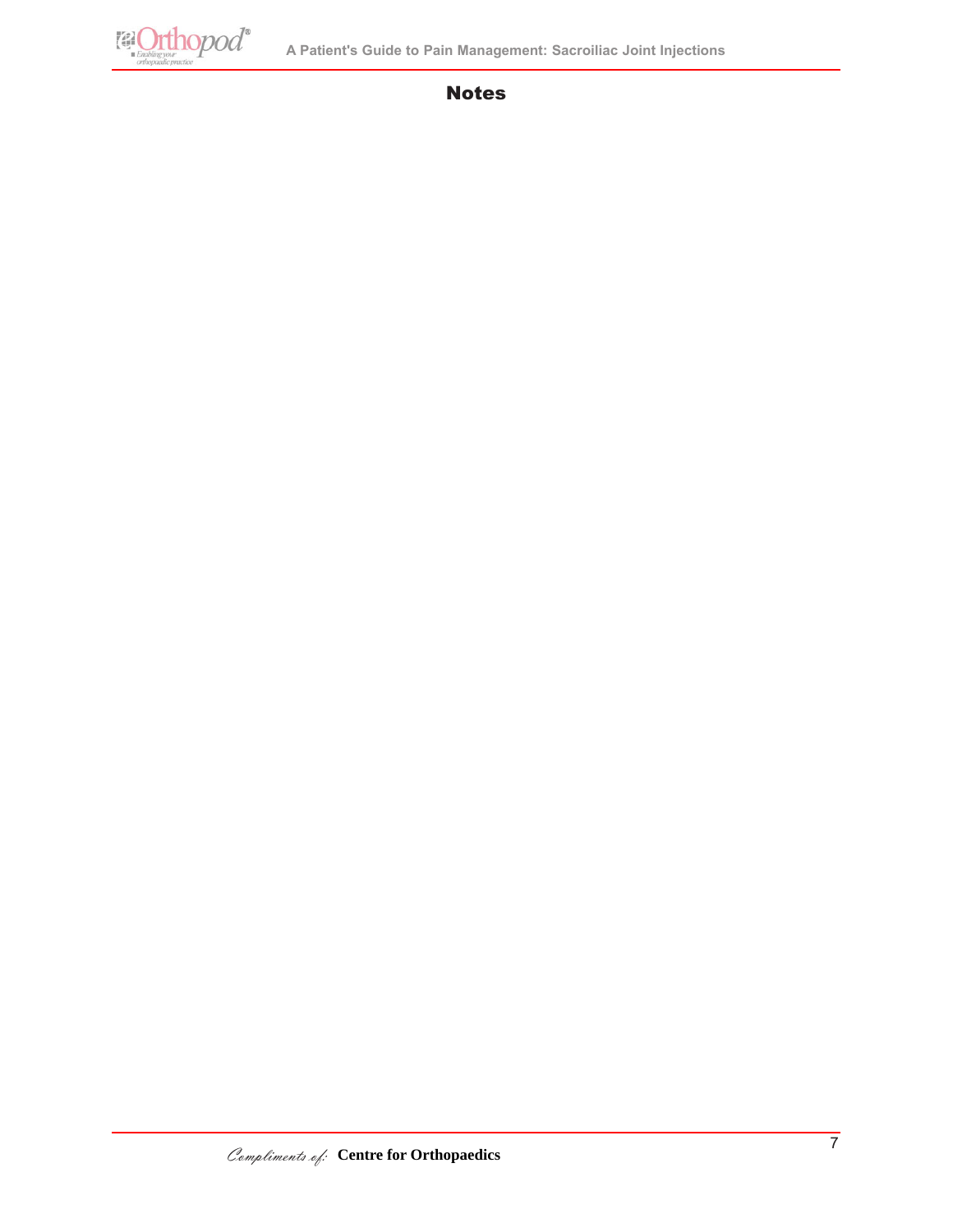## Notes